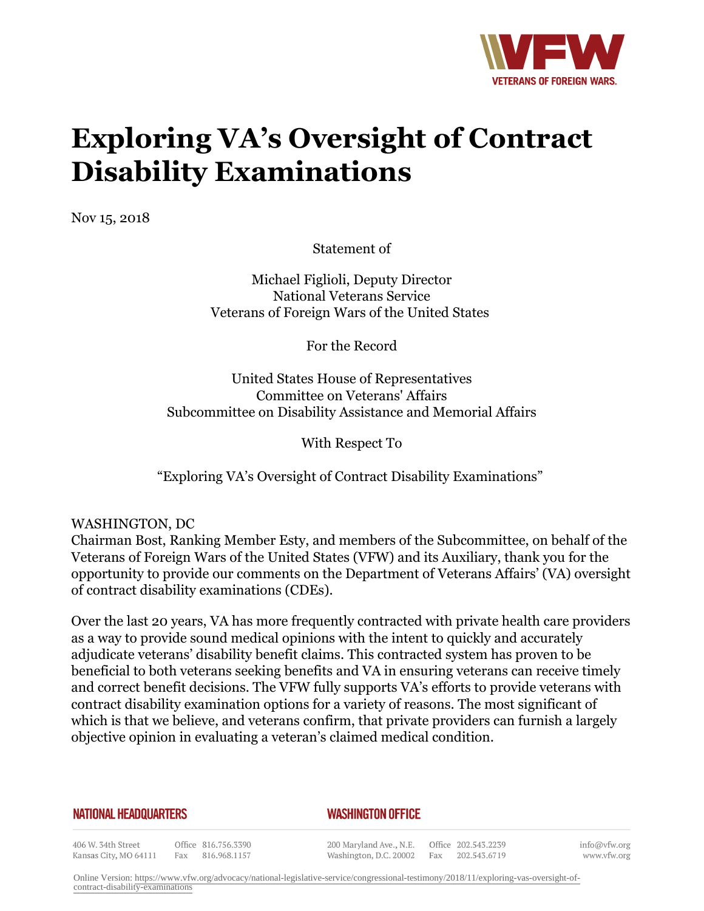# Exploring VA's Oversight of Contract Disability Examinations

Nov 15, 2018

Statement of

Michael Figlioli, Deputy Director
National Veterans Service
Veterans of Foreign Wars of the United States

For the Record

United States House of Representatives
Committee on Veterans' Affairs
Subcommittee on Disability Assistance and Memorial Affairs

With Respect To

"Exploring VA's Oversight of Contract Disability Examinations"

WASHINGTON, DC
Chairman Bost, Ranking Member Esty, and members of the Subcommittee, on behalf of the Veterans of Foreign Wars of the United States (VFW) and its Auxiliary, thank you for the opportunity to provide our comments on the Department of Veterans Affairs' (VA) oversight of contract disability examinations (CDEs).

Over the last 20 years, VA has more frequently contracted with private health care providers as a way to provide sound medical opinions with the intent to quickly and accurately adjudicate veterans' disability benefit claims. This contracted system has proven to be beneficial to both veterans seeking benefits and VA in ensuring veterans can receive timely and correct benefit decisions. The VFW fully supports VA's efforts to provide veterans with contract disability examination options for a variety of reasons. The most significant of which is that we believe, and veterans confirm, that private providers can furnish a largely objective opinion in evaluating a veteran's claimed medical condition.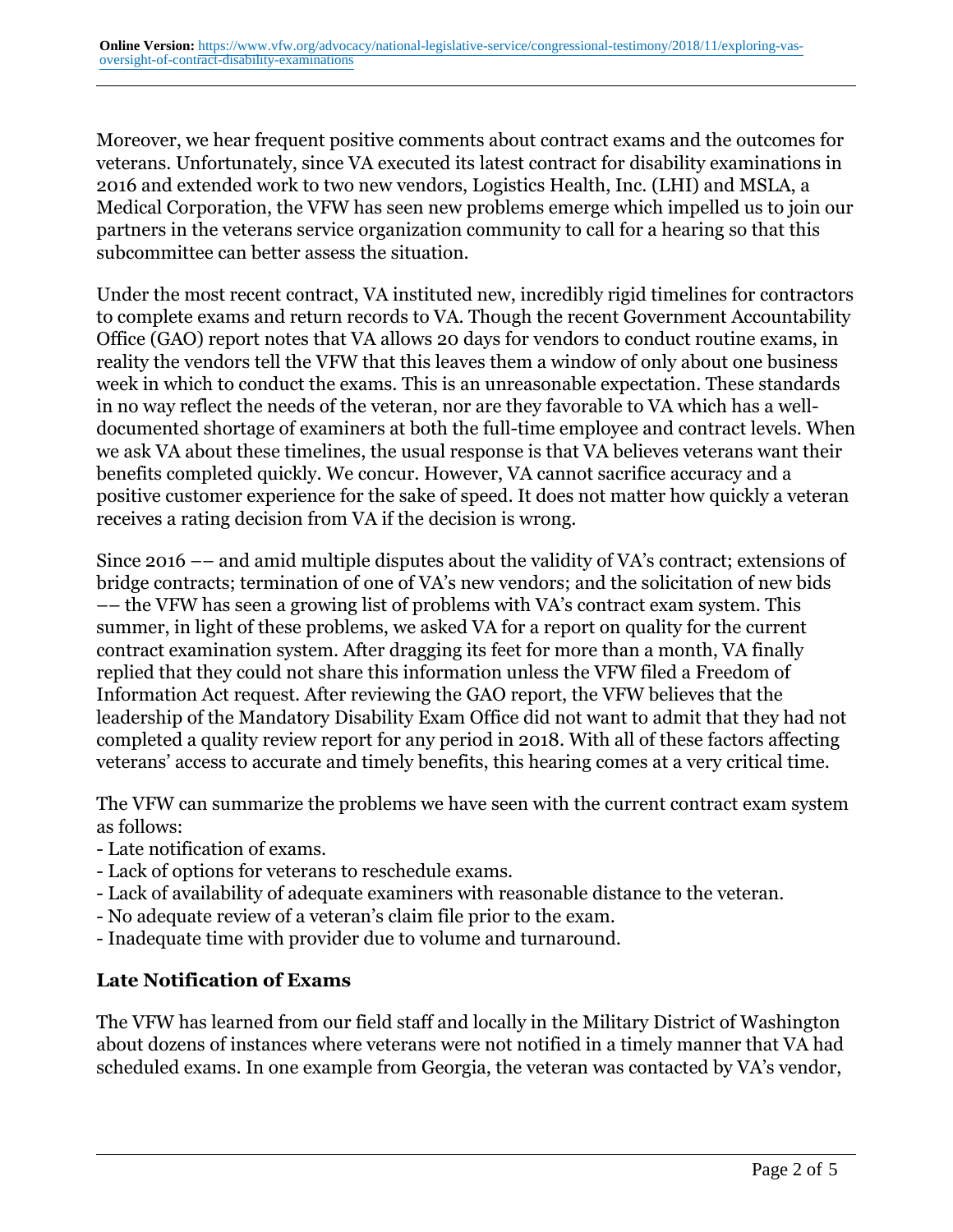Moreover, we hear frequent positive comments about contract exams and the outcomes for veterans. Unfortunately, since VA executed its latest contract for disability examinations in 2016 and extended work to two new vendors, Logistics Health, Inc. (LHI) and MSLA, a Medical Corporation, the VFW has seen new problems emerge which impelled us to join our partners in the veterans service organization community to call for a hearing so that this subcommittee can better assess the situation.

Under the most recent contract, VA instituted new, incredibly rigid timelines for contractors to complete exams and return records to VA. Though the recent Government Accountability Office (GAO) report notes that VA allows 20 days for vendors to conduct routine exams, in reality the vendors tell the VFW that this leaves them a window of only about one business week in which to conduct the exams. This is an unreasonable expectation. These standards in no way reflect the needs of the veteran, nor are they favorable to VA which has a well-documented shortage of examiners at both the full-time employee and contract levels. When we ask VA about these timelines, the usual response is that VA believes veterans want their benefits completed quickly. We concur. However, VA cannot sacrifice accuracy and a positive customer experience for the sake of speed. It does not matter how quickly a veteran receives a rating decision from VA if the decision is wrong.

Since 2016 –– and amid multiple disputes about the validity of VA's contract; extensions of bridge contracts; termination of one of VA's new vendors; and the solicitation of new bids –– the VFW has seen a growing list of problems with VA's contract exam system. This summer, in light of these problems, we asked VA for a report on quality for the current contract examination system. After dragging its feet for more than a month, VA finally replied that they could not share this information unless the VFW filed a Freedom of Information Act request. After reviewing the GAO report, the VFW believes that the leadership of the Mandatory Disability Exam Office did not want to admit that they had not completed a quality review report for any period in 2018. With all of these factors affecting veterans' access to accurate and timely benefits, this hearing comes at a very critical time.

The VFW can summarize the problems we have seen with the current contract exam system as follows:

- Late notification of exams.
- Lack of options for veterans to reschedule exams.
- Lack of availability of adequate examiners with reasonable distance to the veteran.
- No adequate review of a veteran's claim file prior to the exam.
- Inadequate time with provider due to volume and turnaround.

### Late Notification of Exams

The VFW has learned from our field staff and locally in the Military District of Washington about dozens of instances where veterans were not notified in a timely manner that VA had scheduled exams. In one example from Georgia, the veteran was contacted by VA's vendor,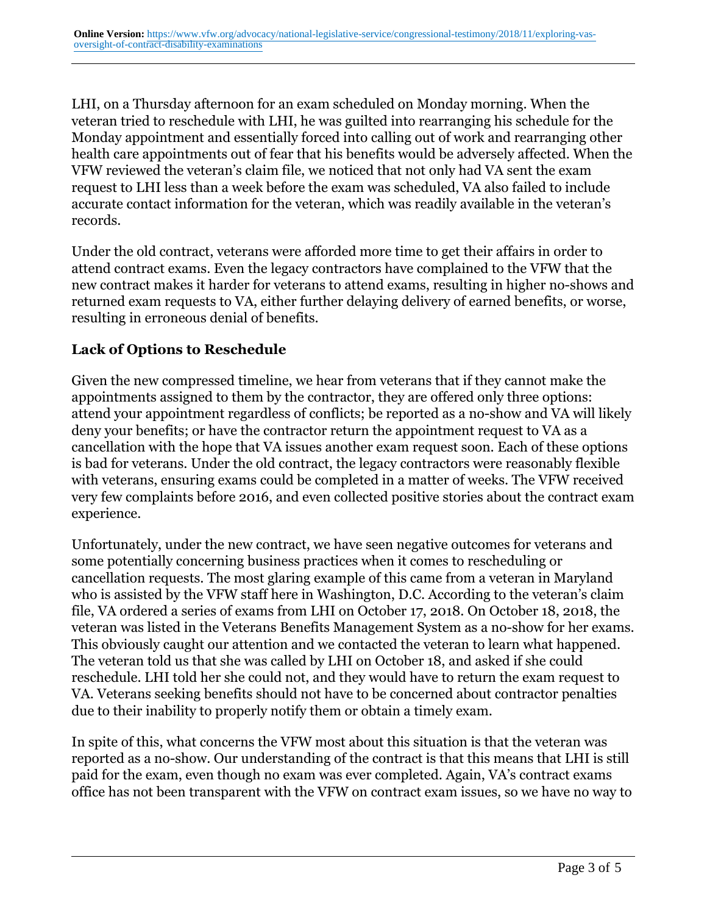LHI, on a Thursday afternoon for an exam scheduled on Monday morning. When the veteran tried to reschedule with LHI, he was guilted into rearranging his schedule for the Monday appointment and essentially forced into calling out of work and rearranging other health care appointments out of fear that his benefits would be adversely affected. When the VFW reviewed the veteran's claim file, we noticed that not only had VA sent the exam request to LHI less than a week before the exam was scheduled, VA also failed to include accurate contact information for the veteran, which was readily available in the veteran's records.

Under the old contract, veterans were afforded more time to get their affairs in order to attend contract exams. Even the legacy contractors have complained to the VFW that the new contract makes it harder for veterans to attend exams, resulting in higher no-shows and returned exam requests to VA, either further delaying delivery of earned benefits, or worse, resulting in erroneous denial of benefits.

### Lack of Options to Reschedule

Given the new compressed timeline, we hear from veterans that if they cannot make the appointments assigned to them by the contractor, they are offered only three options: attend your appointment regardless of conflicts; be reported as a no-show and VA will likely deny your benefits; or have the contractor return the appointment request to VA as a cancellation with the hope that VA issues another exam request soon. Each of these options is bad for veterans. Under the old contract, the legacy contractors were reasonably flexible with veterans, ensuring exams could be completed in a matter of weeks. The VFW received very few complaints before 2016, and even collected positive stories about the contract exam experience.

Unfortunately, under the new contract, we have seen negative outcomes for veterans and some potentially concerning business practices when it comes to rescheduling or cancellation requests. The most glaring example of this came from a veteran in Maryland who is assisted by the VFW staff here in Washington, D.C. According to the veteran's claim file, VA ordered a series of exams from LHI on October 17, 2018. On October 18, 2018, the veteran was listed in the Veterans Benefits Management System as a no-show for her exams. This obviously caught our attention and we contacted the veteran to learn what happened. The veteran told us that she was called by LHI on October 18, and asked if she could reschedule. LHI told her she could not, and they would have to return the exam request to VA. Veterans seeking benefits should not have to be concerned about contractor penalties due to their inability to properly notify them or obtain a timely exam.

In spite of this, what concerns the VFW most about this situation is that the veteran was reported as a no-show. Our understanding of the contract is that this means that LHI is still paid for the exam, even though no exam was ever completed. Again, VA's contract exams office has not been transparent with the VFW on contract exam issues, so we have no way to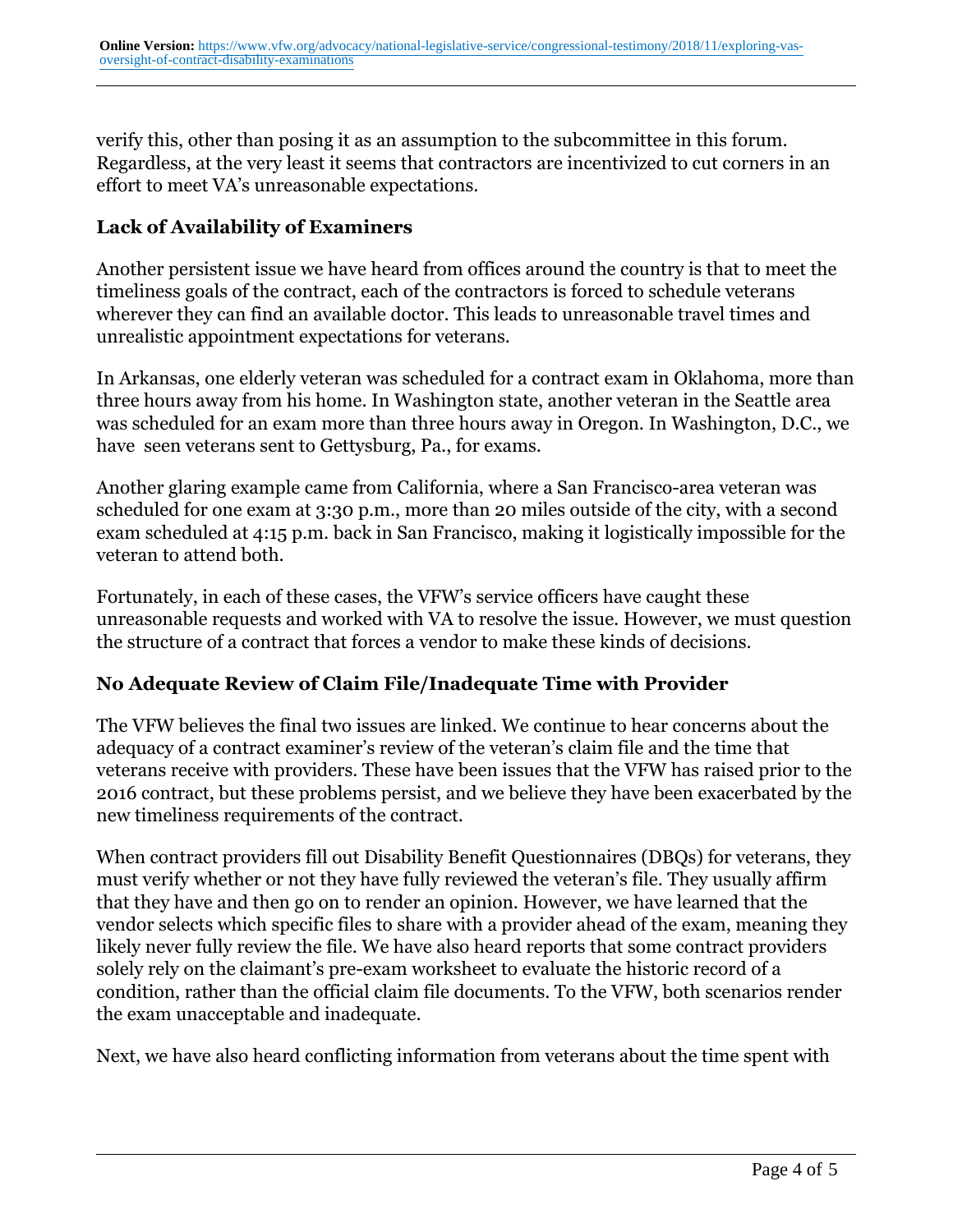verify this, other than posing it as an assumption to the subcommittee in this forum. Regardless, at the very least it seems that contractors are incentivized to cut corners in an effort to meet VA's unreasonable expectations.

## Lack of Availability of Examiners

Another persistent issue we have heard from offices around the country is that to meet the timeliness goals of the contract, each of the contractors is forced to schedule veterans wherever they can find an available doctor. This leads to unreasonable travel times and unrealistic appointment expectations for veterans.

In Arkansas, one elderly veteran was scheduled for a contract exam in Oklahoma, more than three hours away from his home. In Washington state, another veteran in the Seattle area was scheduled for an exam more than three hours away in Oregon. In Washington, D.C., we have seen veterans sent to Gettysburg, Pa., for exams.

Another glaring example came from California, where a San Francisco-area veteran was scheduled for one exam at 3:30 p.m., more than 20 miles outside of the city, with a second exam scheduled at 4:15 p.m. back in San Francisco, making it logistically impossible for the veteran to attend both.

Fortunately, in each of these cases, the VFW's service officers have caught these unreasonable requests and worked with VA to resolve the issue. However, we must question the structure of a contract that forces a vendor to make these kinds of decisions.

## No Adequate Review of Claim File/Inadequate Time with Provider

The VFW believes the final two issues are linked. We continue to hear concerns about the adequacy of a contract examiner's review of the veteran's claim file and the time that veterans receive with providers. These have been issues that the VFW has raised prior to the 2016 contract, but these problems persist, and we believe they have been exacerbated by the new timeliness requirements of the contract.

When contract providers fill out Disability Benefit Questionnaires (DBQs) for veterans, they must verify whether or not they have fully reviewed the veteran's file. They usually affirm that they have and then go on to render an opinion. However, we have learned that the vendor selects which specific files to share with a provider ahead of the exam, meaning they likely never fully review the file. We have also heard reports that some contract providers solely rely on the claimant's pre-exam worksheet to evaluate the historic record of a condition, rather than the official claim file documents. To the VFW, both scenarios render the exam unacceptable and inadequate.

Next, we have also heard conflicting information from veterans about the time spent with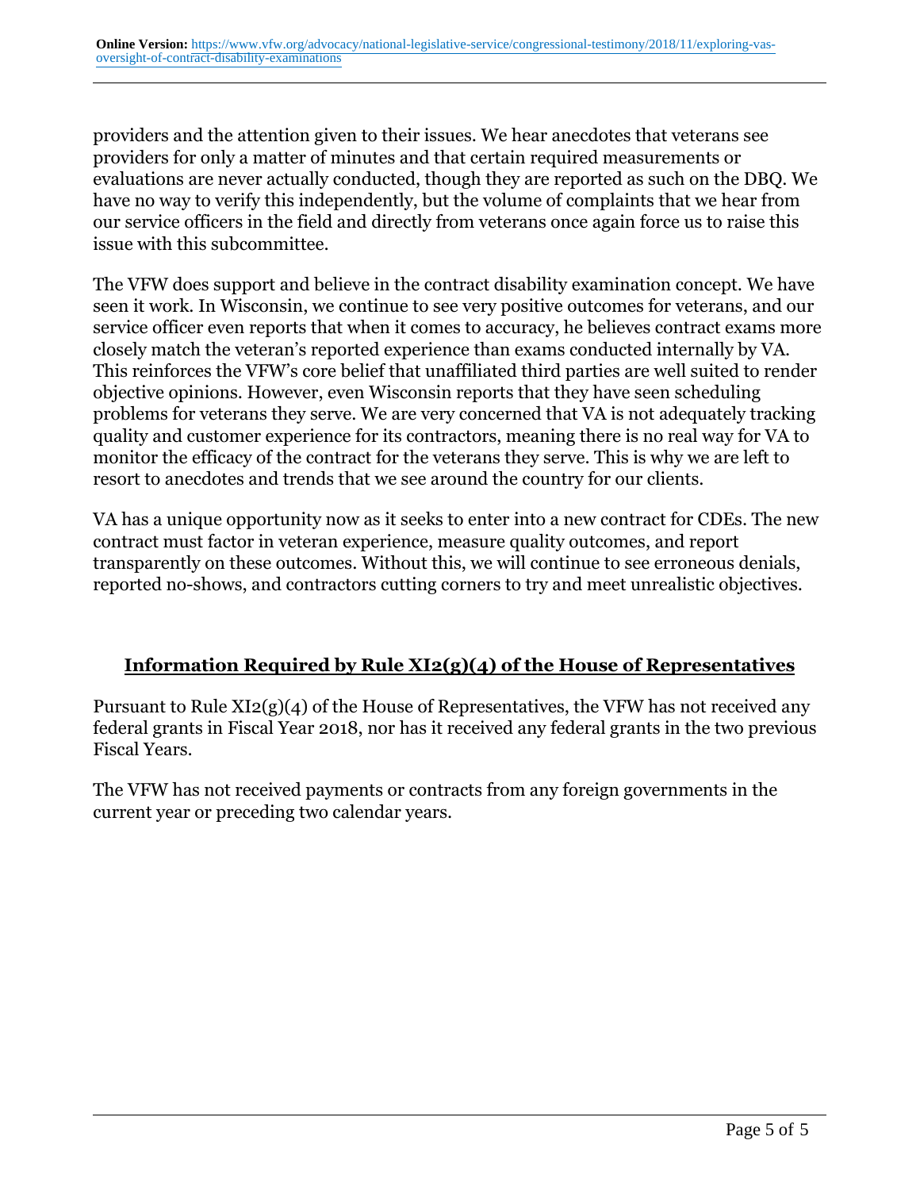providers and the attention given to their issues. We hear anecdotes that veterans see providers for only a matter of minutes and that certain required measurements or evaluations are never actually conducted, though they are reported as such on the DBQ. We have no way to verify this independently, but the volume of complaints that we hear from our service officers in the field and directly from veterans once again force us to raise this issue with this subcommittee.

The VFW does support and believe in the contract disability examination concept. We have seen it work. In Wisconsin, we continue to see very positive outcomes for veterans, and our service officer even reports that when it comes to accuracy, he believes contract exams more closely match the veteran's reported experience than exams conducted internally by VA. This reinforces the VFW's core belief that unaffiliated third parties are well suited to render objective opinions. However, even Wisconsin reports that they have seen scheduling problems for veterans they serve. We are very concerned that VA is not adequately tracking quality and customer experience for its contractors, meaning there is no real way for VA to monitor the efficacy of the contract for the veterans they serve. This is why we are left to resort to anecdotes and trends that we see around the country for our clients.

VA has a unique opportunity now as it seeks to enter into a new contract for CDEs. The new contract must factor in veteran experience, measure quality outcomes, and report transparently on these outcomes. Without this, we will continue to see erroneous denials, reported no-shows, and contractors cutting corners to try and meet unrealistic objectives.

## **Information Required by Rule XI2(g)(4) of the House of Representatives**

Pursuant to Rule XI2(g)(4) of the House of Representatives, the VFW has not received any federal grants in Fiscal Year 2018, nor has it received any federal grants in the two previous Fiscal Years.

The VFW has not received payments or contracts from any foreign governments in the current year or preceding two calendar years.